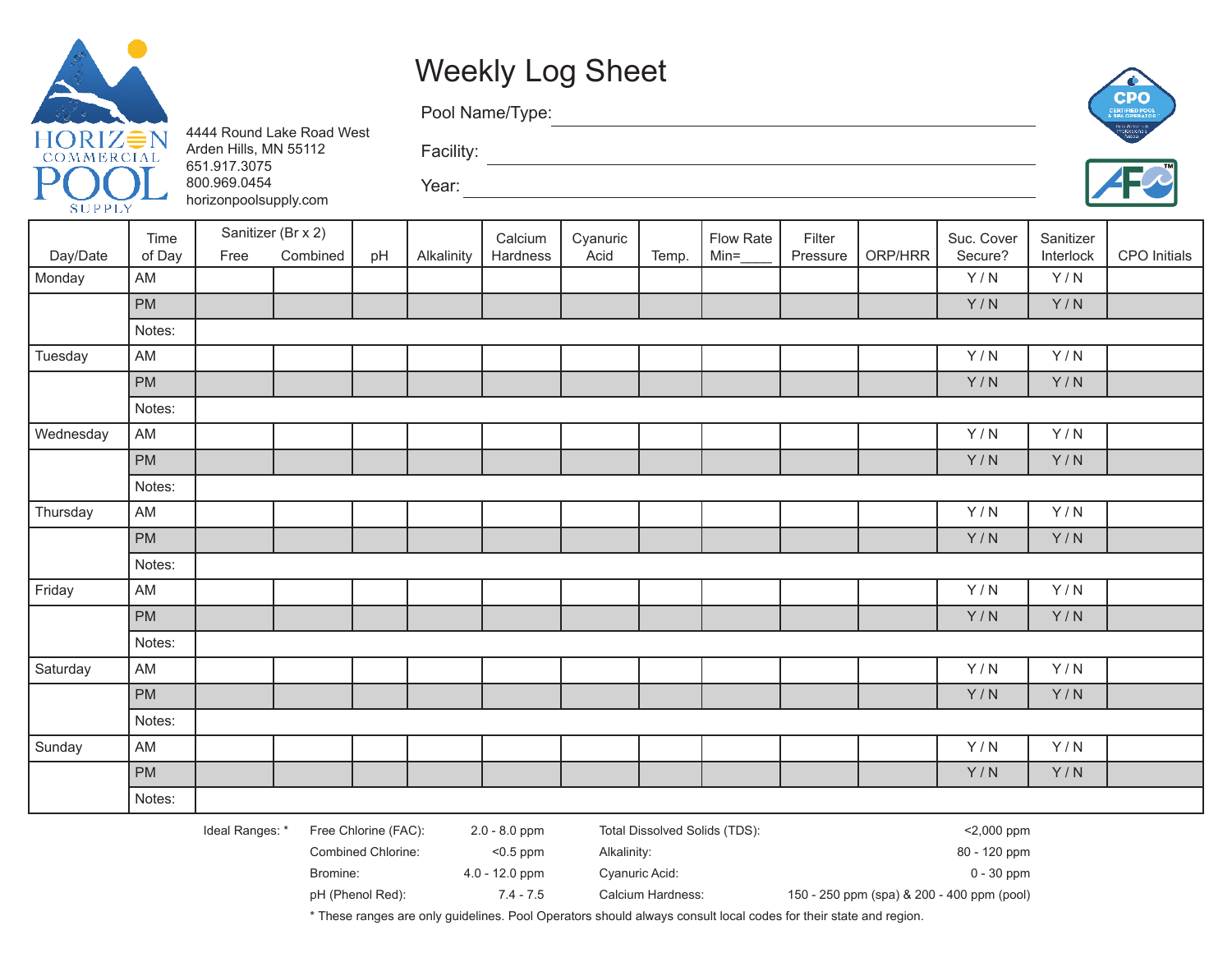HORIZON COMMERCIAL POOL SUPPLY

4444 Round Lake Road West
Arden Hills, MN 55112
651.917.3075
800.969.0454
horizonpoolsupply.com

# Weekly Log Sheet

Pool Name/Type: ______________________________

Facility: ______________________________

Year: ______________________________

| Day/Date | Time of Day | Sanitizer (Br x 2) Free | Combined | pH | Alkalinity | Calcium Hardness | Cyanuric Acid | Temp. | Flow Rate Min=____ | Filter Pressure | ORP/HRR | Suc. Cover Secure? | Sanitizer Interlock | CPO Initials |
|---|---|---|---|---|---|---|---|---|---|---|---|---|---|---|
| Monday | AM | | | | | | | | | | | Y / N | Y / N | |
| | PM | | | | | | | | | | | Y / N | Y / N | |
| | Notes: | | | | | | | | | | | | | |
| Tuesday | AM | | | | | | | | | | | Y / N | Y / N | |
| | PM | | | | | | | | | | | Y / N | Y / N | |
| | Notes: | | | | | | | | | | | | | |
| Wednesday | AM | | | | | | | | | | | Y / N | Y / N | |
| | PM | | | | | | | | | | | Y / N | Y / N | |
| | Notes: | | | | | | | | | | | | | |
| Thursday | AM | | | | | | | | | | | Y / N | Y / N | |
| | PM | | | | | | | | | | | Y / N | Y / N | |
| | Notes: | | | | | | | | | | | | | |
| Friday | AM | | | | | | | | | | | Y / N | Y / N | |
| | PM | | | | | | | | | | | Y / N | Y / N | |
| | Notes: | | | | | | | | | | | | | |
| Saturday | AM | | | | | | | | | | | Y / N | Y / N | |
| | PM | | | | | | | | | | | Y / N | Y / N | |
| | Notes: | | | | | | | | | | | | | |
| Sunday | AM | | | | | | | | | | | Y / N | Y / N | |
| | PM | | | | | | | | | | | Y / N | Y / N | |
| | Notes: | | | | | | | | | | | | | |

Ideal Ranges: *

| | | | |
|---|---|---|---|
| Free Chlorine (FAC): | 2.0 - 8.0 ppm | Total Dissolved Solids (TDS): | <2,000 ppm |
| Combined Chlorine: | <0.5 ppm | Alkalinity: | 80 - 120 ppm |
| Bromine: | 4.0 - 12.0 ppm | Cyanuric Acid: | 0 - 30 ppm |
| pH (Phenol Red): | 7.4 - 7.5 | Calcium Hardness: | 150 - 250 ppm (spa) & 200 - 400 ppm (pool) |

* These ranges are only guidelines. Pool Operators should always consult local codes for their state and region.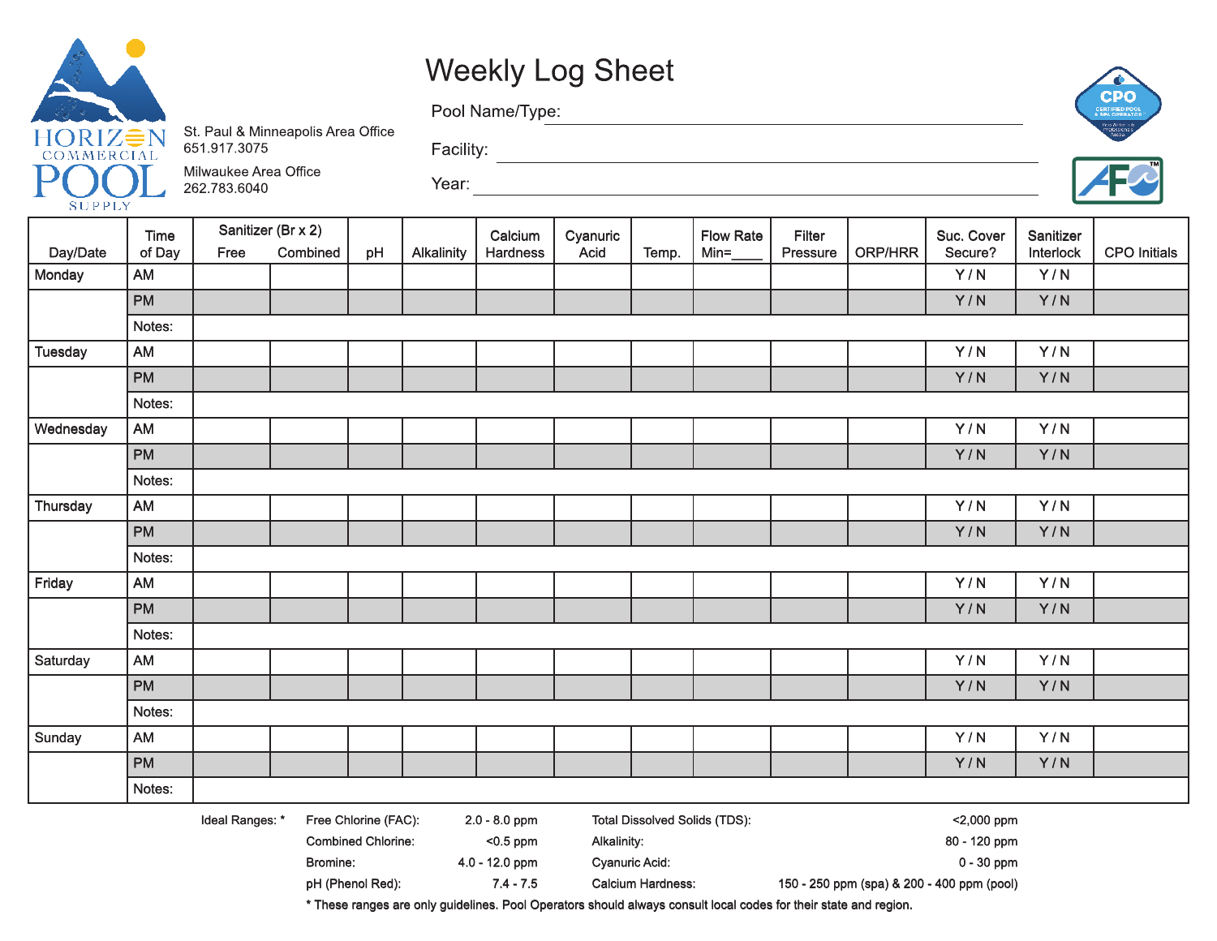HORIZON COMMERCIAL POOL SUPPLY

St. Paul & Minneapolis Area Office
651.917.3075

Milwaukee Area Office
262.783.6040

# Weekly Log Sheet

Pool Name/Type: ______________________________

Facility: ______________________________

Year: ______________________________

| Day/Date | Time of Day | Sanitizer (Br x 2) Free | Combined | pH | Alkalinity | Calcium Hardness | Cyanuric Acid | Temp. | Flow Rate Min=____ | Filter Pressure | ORP/HRR | Suc. Cover Secure? | Sanitizer Interlock | CPO Initials |
|---|---|---|---|---|---|---|---|---|---|---|---|---|---|---|
| Monday | AM | | | | | | | | | | | Y / N | Y / N | |
| | PM | | | | | | | | | | | Y / N | Y / N | |
| | Notes: | | | | | | | | | | | | | |
| Tuesday | AM | | | | | | | | | | | Y / N | Y / N | |
| | PM | | | | | | | | | | | Y / N | Y / N | |
| | Notes: | | | | | | | | | | | | | |
| Wednesday | AM | | | | | | | | | | | Y / N | Y / N | |
| | PM | | | | | | | | | | | Y / N | Y / N | |
| | Notes: | | | | | | | | | | | | | |
| Thursday | AM | | | | | | | | | | | Y / N | Y / N | |
| | PM | | | | | | | | | | | Y / N | Y / N | |
| | Notes: | | | | | | | | | | | | | |
| Friday | AM | | | | | | | | | | | Y / N | Y / N | |
| | PM | | | | | | | | | | | Y / N | Y / N | |
| | Notes: | | | | | | | | | | | | | |
| Saturday | AM | | | | | | | | | | | Y / N | Y / N | |
| | PM | | | | | | | | | | | Y / N | Y / N | |
| | Notes: | | | | | | | | | | | | | |
| Sunday | AM | | | | | | | | | | | Y / N | Y / N | |
| | PM | | | | | | | | | | | Y / N | Y / N | |
| | Notes: | | | | | | | | | | | | | |

Ideal Ranges: *

| | | | |
|---|---|---|---|
| Free Chlorine (FAC): | 2.0 - 8.0 ppm | Total Dissolved Solids (TDS): | <2,000 ppm |
| Combined Chlorine: | <0.5 ppm | Alkalinity: | 80 - 120 ppm |
| Bromine: | 4.0 - 12.0 ppm | Cyanuric Acid: | 0 - 30 ppm |
| pH (Phenol Red): | 7.4 - 7.5 | Calcium Hardness: | 150 - 250 ppm (spa) & 200 - 400 ppm (pool) |

* These ranges are only guidelines. Pool Operators should always consult local codes for their state and region.